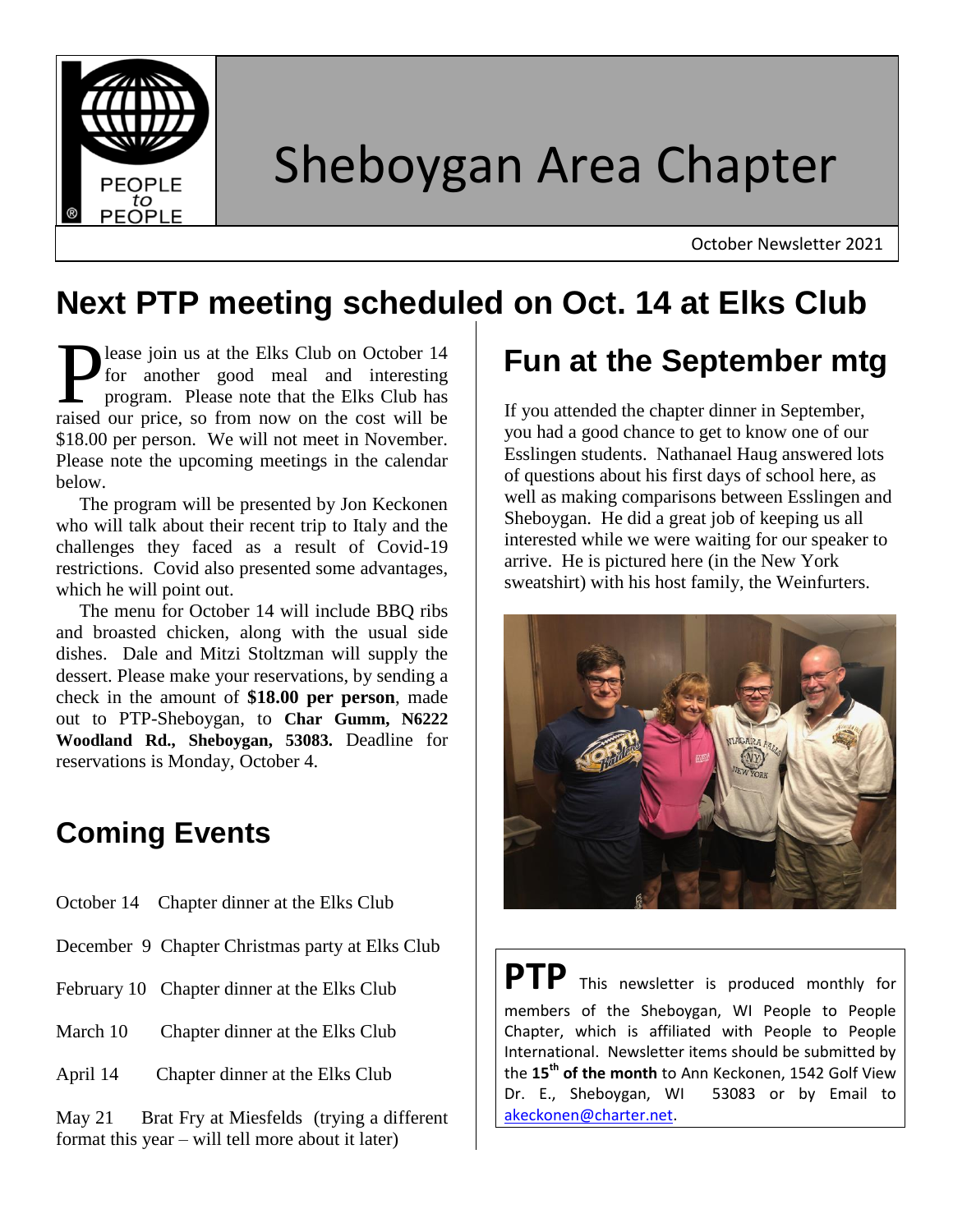# Sheboygan Area Chapter

October Newsletter 2021

## Next PTP meeting scheduled on Oct. 14 at Elks Club

Please join us at the Elks Club on October 14 for another good meal and interesting program. Please note that the Elks Club has raised our price, so from now on the cost will be $18.00 per person. We will not meet in November. Please note the upcoming meetings in the calendar below.

The program will be presented by Jon Keckonen who will talk about their recent trip to Italy and the challenges they faced as a result of Covid-19 restrictions. Covid also presented some advantages, which he will point out.

The menu for October 14 will include BBQ ribs and broasted chicken, along with the usual side dishes. Dale and Mitzi Stoltzman will supply the dessert. Please make your reservations, by sending a check in the amount of **$18.00 per person**, made out to PTP-Sheboygan, to **Char Gumm, N6222 Woodland Rd., Sheboygan, 53083.** Deadline for reservations is Monday, October 4.

## Coming Events

October 14 Chapter dinner at the Elks Club

December 9 Chapter Christmas party at Elks Club

February 10 Chapter dinner at the Elks Club

March 10 Chapter dinner at the Elks Club

April 14 Chapter dinner at the Elks Club

May 21 Brat Fry at Miesfelds (trying a different format this year – will tell more about it later)

## Fun at the September mtg

If you attended the chapter dinner in September, you had a good chance to get to know one of our Esslingen students. Nathanael Haug answered lots of questions about his first days of school here, as well as making comparisons between Esslingen and Sheboygan. He did a great job of keeping us all interested while we were waiting for our speaker to arrive. He is pictured here (in the New York sweatshirt) with his host family, the Weinfurters.

**PTP** This newsletter is produced monthly for members of the Sheboygan, WI People to People Chapter, which is affiliated with People to People International. Newsletter items should be submitted by the **15th of the month** to Ann Keckonen, 1542 Golf View Dr. E., Sheboygan, WI 53083 or by Email to akeckonen@charter.net.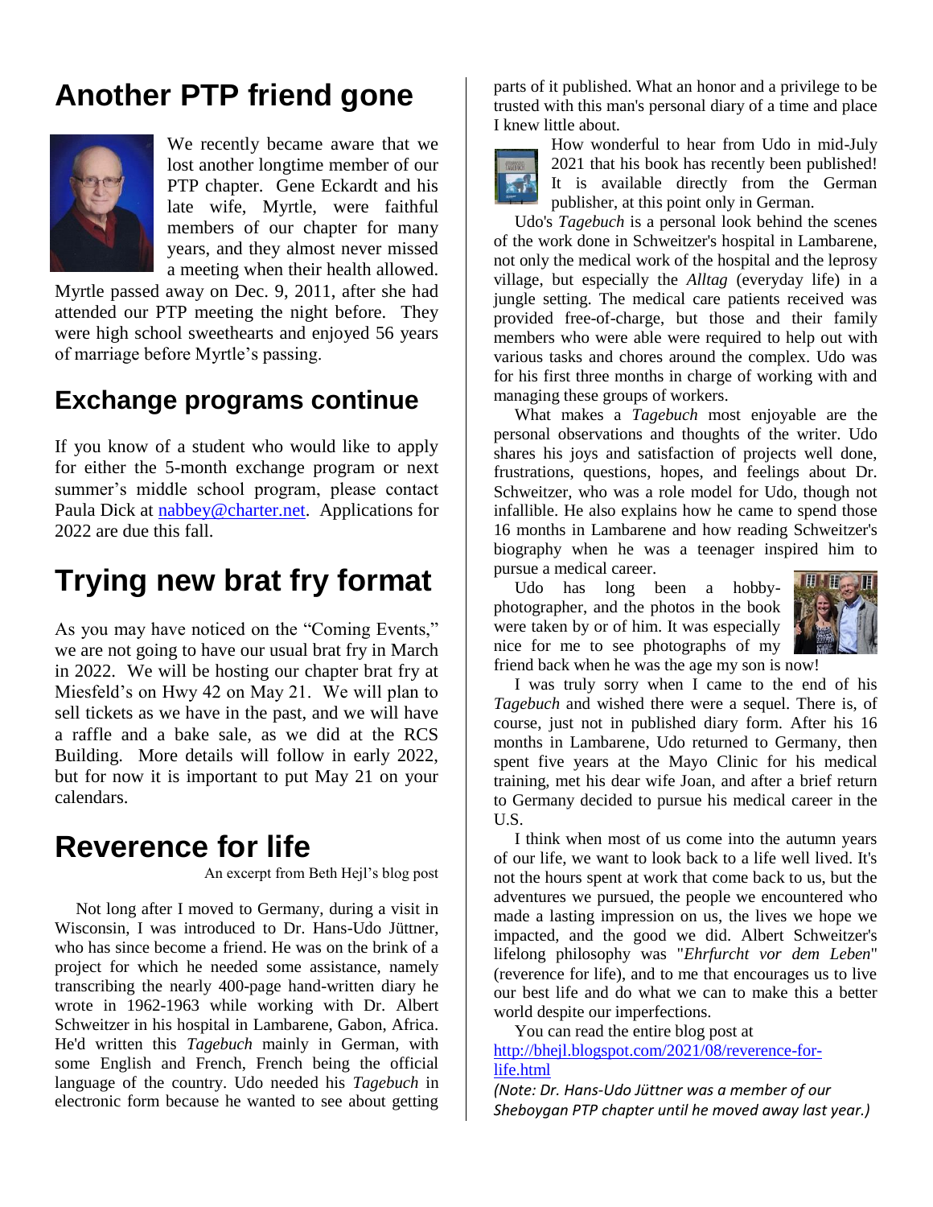# Another PTP friend gone

We recently became aware that we lost another longtime member of our PTP chapter. Gene Eckardt and his late wife, Myrtle, were faithful members of our chapter for many years, and they almost never missed a meeting when their health allowed. Myrtle passed away on Dec. 9, 2011, after she had attended our PTP meeting the night before. They were high school sweethearts and enjoyed 56 years of marriage before Myrtle's passing.

## Exchange programs continue

If you know of a student who would like to apply for either the 5-month exchange program or next summer's middle school program, please contact Paula Dick at nabbey@charter.net. Applications for 2022 are due this fall.

# Trying new brat fry format

As you may have noticed on the "Coming Events," we are not going to have our usual brat fry in March in 2022. We will be hosting our chapter brat fry at Miesfeld's on Hwy 42 on May 21. We will plan to sell tickets as we have in the past, and we will have a raffle and a bake sale, as we did at the RCS Building. More details will follow in early 2022, but for now it is important to put May 21 on your calendars.

# Reverence for life

An excerpt from Beth Hejl's blog post

Not long after I moved to Germany, during a visit in Wisconsin, I was introduced to Dr. Hans-Udo Jüttner, who has since become a friend. He was on the brink of a project for which he needed some assistance, namely transcribing the nearly 400-page hand-written diary he wrote in 1962-1963 while working with Dr. Albert Schweitzer in his hospital in Lambarene, Gabon, Africa. He'd written this *Tagebuch* mainly in German, with some English and French, French being the official language of the country. Udo needed his *Tagebuch* in electronic form because he wanted to see about getting parts of it published. What an honor and a privilege to be trusted with this man's personal diary of a time and place I knew little about.

How wonderful to hear from Udo in mid-July 2021 that his book has recently been published! It is available directly from the German publisher, at this point only in German.

Udo's *Tagebuch* is a personal look behind the scenes of the work done in Schweitzer's hospital in Lambarene, not only the medical work of the hospital and the leprosy village, but especially the *Alltag* (everyday life) in a jungle setting. The medical care patients received was provided free-of-charge, but those and their family members who were able were required to help out with various tasks and chores around the complex. Udo was for his first three months in charge of working with and managing these groups of workers.

What makes a *Tagebuch* most enjoyable are the personal observations and thoughts of the writer. Udo shares his joys and satisfaction of projects well done, frustrations, questions, hopes, and feelings about Dr. Schweitzer, who was a role model for Udo, though not infallible. He also explains how he came to spend those 16 months in Lambarene and how reading Schweitzer's biography when he was a teenager inspired him to pursue a medical career.

Udo has long been a hobby-photographer, and the photos in the book were taken by or of him. It was especially nice for me to see photographs of my friend back when he was the age my son is now!

I was truly sorry when I came to the end of his *Tagebuch* and wished there were a sequel. There is, of course, just not in published diary form. After his 16 months in Lambarene, Udo returned to Germany, then spent five years at the Mayo Clinic for his medical training, met his dear wife Joan, and after a brief return to Germany decided to pursue his medical career in the U.S.

I think when most of us come into the autumn years of our life, we want to look back to a life well lived. It's not the hours spent at work that come back to us, but the adventures we pursued, the people we encountered who made a lasting impression on us, the lives we hope we impacted, and the good we did. Albert Schweitzer's lifelong philosophy was "*Ehrfurcht vor dem Leben*" (reverence for life), and to me that encourages us to live our best life and do what we can to make this a better world despite our imperfections.

You can read the entire blog post at http://bhejl.blogspot.com/2021/08/reverence-for-life.html

*(Note: Dr. Hans-Udo Jüttner was a member of our Sheboygan PTP chapter until he moved away last year.)*